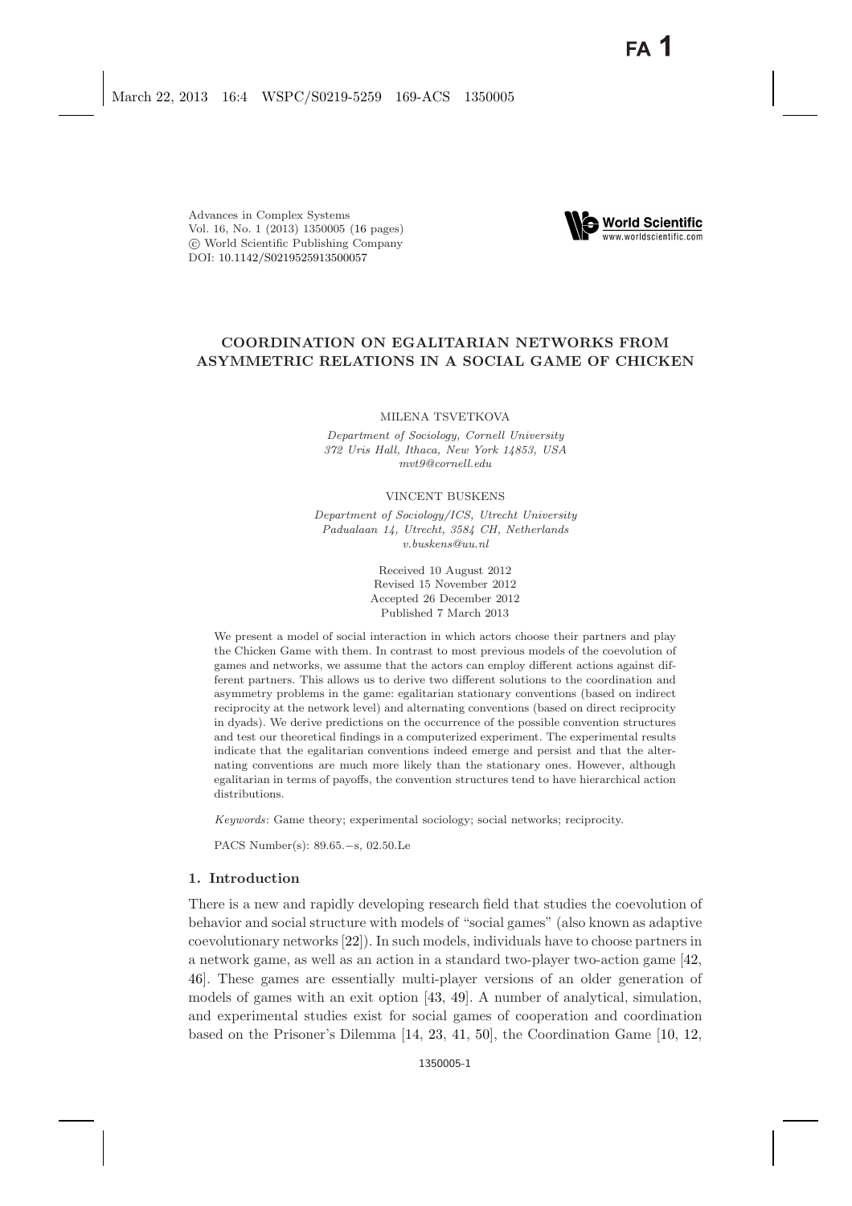Advances in Complex Systems
Vol. 16, No. 1 (2013) 1350005 (16 pages)
© World Scientific Publishing Company
DOI: 10.1142/S0219525913500057

# COORDINATION ON EGALITARIAN NETWORKS FROM ASYMMETRIC RELATIONS IN A SOCIAL GAME OF CHICKEN

MILENA TSVETKOVA

*Department of Sociology, Cornell University*
*372 Uris Hall, Ithaca, New York 14853, USA*
*mvt9@cornell.edu*

VINCENT BUSKENS

*Department of Sociology/ICS, Utrecht University*
*Padualaan 14, Utrecht, 3584 CH, Netherlands*
*v.buskens@uu.nl*

Received 10 August 2012
Revised 15 November 2012
Accepted 26 December 2012
Published 7 March 2013

We present a model of social interaction in which actors choose their partners and play the Chicken Game with them. In contrast to most previous models of the coevolution of games and networks, we assume that the actors can employ different actions against different partners. This allows us to derive two different solutions to the coordination and asymmetry problems in the game: egalitarian stationary conventions (based on indirect reciprocity at the network level) and alternating conventions (based on direct reciprocity in dyads). We derive predictions on the occurrence of the possible convention structures and test our theoretical findings in a computerized experiment. The experimental results indicate that the egalitarian conventions indeed emerge and persist and that the alternating conventions are much more likely than the stationary ones. However, although egalitarian in terms of payoffs, the convention structures tend to have hierarchical action distributions.

*Keywords*: Game theory; experimental sociology; social networks; reciprocity.

PACS Number(s): 89.65.−s, 02.50.Le

## 1. Introduction

There is a new and rapidly developing research field that studies the coevolution of behavior and social structure with models of "social games" (also known as adaptive coevolutionary networks [22]). In such models, individuals have to choose partners in a network game, as well as an action in a standard two-player two-action game [42, 46]. These games are essentially multi-player versions of an older generation of models of games with an exit option [43, 49]. A number of analytical, simulation, and experimental studies exist for social games of cooperation and coordination based on the Prisoner's Dilemma [14, 23, 41, 50], the Coordination Game [10, 12,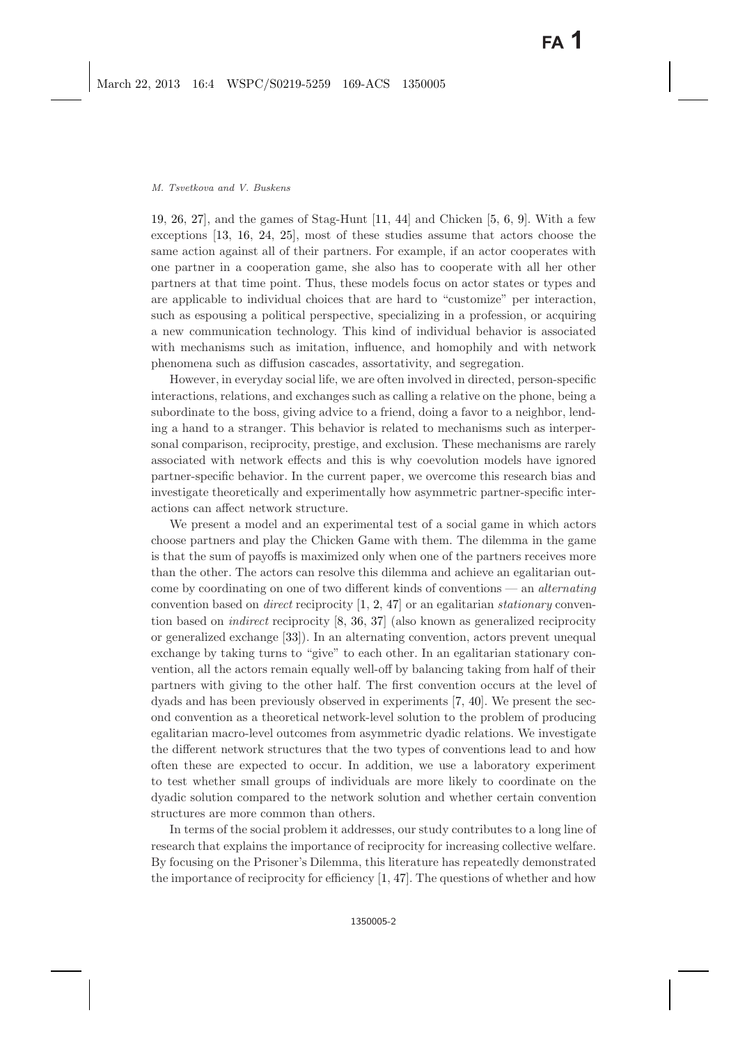19, 26, 27], and the games of Stag-Hunt [11, 44] and Chicken [5, 6, 9]. With a few exceptions [13, 16, 24, 25], most of these studies assume that actors choose the same action against all of their partners. For example, if an actor cooperates with one partner in a cooperation game, she also has to cooperate with all her other partners at that time point. Thus, these models focus on actor states or types and are applicable to individual choices that are hard to "customize" per interaction, such as espousing a political perspective, specializing in a profession, or acquiring a new communication technology. This kind of individual behavior is associated with mechanisms such as imitation, influence, and homophily and with network phenomena such as diffusion cascades, assortativity, and segregation.

However, in everyday social life, we are often involved in directed, person-specific interactions, relations, and exchanges such as calling a relative on the phone, being a subordinate to the boss, giving advice to a friend, doing a favor to a neighbor, lending a hand to a stranger. This behavior is related to mechanisms such as interpersonal comparison, reciprocity, prestige, and exclusion. These mechanisms are rarely associated with network effects and this is why coevolution models have ignored partner-specific behavior. In the current paper, we overcome this research bias and investigate theoretically and experimentally how asymmetric partner-specific interactions can affect network structure.

We present a model and an experimental test of a social game in which actors choose partners and play the Chicken Game with them. The dilemma in the game is that the sum of payoffs is maximized only when one of the partners receives more than the other. The actors can resolve this dilemma and achieve an egalitarian outcome by coordinating on one of two different kinds of conventions — an *alternating* convention based on *direct* reciprocity [1, 2, 47] or an egalitarian *stationary* convention based on *indirect* reciprocity [8, 36, 37] (also known as generalized reciprocity or generalized exchange [33]). In an alternating convention, actors prevent unequal exchange by taking turns to "give" to each other. In an egalitarian stationary convention, all the actors remain equally well-off by balancing taking from half of their partners with giving to the other half. The first convention occurs at the level of dyads and has been previously observed in experiments [7, 40]. We present the second convention as a theoretical network-level solution to the problem of producing egalitarian macro-level outcomes from asymmetric dyadic relations. We investigate the different network structures that the two types of conventions lead to and how often these are expected to occur. In addition, we use a laboratory experiment to test whether small groups of individuals are more likely to coordinate on the dyadic solution compared to the network solution and whether certain convention structures are more common than others.

In terms of the social problem it addresses, our study contributes to a long line of research that explains the importance of reciprocity for increasing collective welfare. By focusing on the Prisoner's Dilemma, this literature has repeatedly demonstrated the importance of reciprocity for efficiency [1, 47]. The questions of whether and how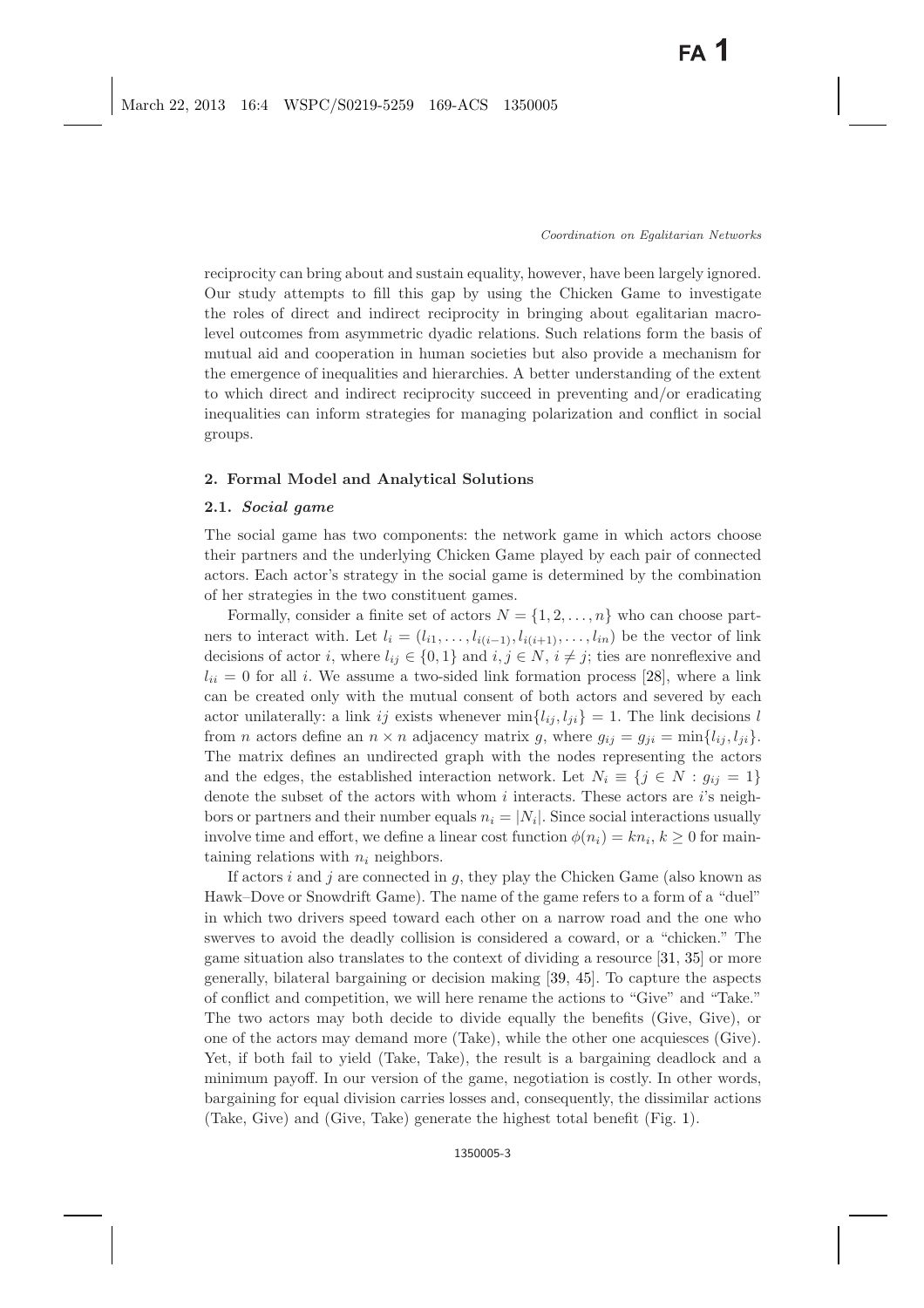reciprocity can bring about and sustain equality, however, have been largely ignored. Our study attempts to fill this gap by using the Chicken Game to investigate the roles of direct and indirect reciprocity in bringing about egalitarian macro-level outcomes from asymmetric dyadic relations. Such relations form the basis of mutual aid and cooperation in human societies but also provide a mechanism for the emergence of inequalities and hierarchies. A better understanding of the extent to which direct and indirect reciprocity succeed in preventing and/or eradicating inequalities can inform strategies for managing polarization and conflict in social groups.

## 2. Formal Model and Analytical Solutions

### 2.1. *Social game*

The social game has two components: the network game in which actors choose their partners and the underlying Chicken Game played by each pair of connected actors. Each actor's strategy in the social game is determined by the combination of her strategies in the two constituent games.

Formally, consider a finite set of actors $N = \{1, 2, \ldots, n\}$ who can choose partners to interact with. Let $l_i = (l_{i1}, \ldots, l_{i(i-1)}, l_{i(i+1)}, \ldots, l_{in})$ be the vector of link decisions of actor $i$, where $l_{ij} \in \{0, 1\}$ and $i, j \in N$, $i \neq j$; ties are nonreflexive and $l_{ii} = 0$ for all $i$. We assume a two-sided link formation process [28], where a link can be created only with the mutual consent of both actors and severed by each actor unilaterally: a link $ij$ exists whenever $\min\{l_{ij}, l_{ji}\} = 1$. The link decisions $l$ from $n$ actors define an $n \times n$ adjacency matrix $g$, where $g_{ij} = g_{ji} = \min\{l_{ij}, l_{ji}\}$. The matrix defines an undirected graph with the nodes representing the actors and the edges, the established interaction network. Let $N_i \equiv \{j \in N : g_{ij} = 1\}$ denote the subset of the actors with whom $i$ interacts. These actors are $i$'s neighbors or partners and their number equals $n_i = |N_i|$. Since social interactions usually involve time and effort, we define a linear cost function $\phi(n_i) = kn_i$, $k \geq 0$ for maintaining relations with $n_i$ neighbors.

If actors $i$ and $j$ are connected in $g$, they play the Chicken Game (also known as Hawk–Dove or Snowdrift Game). The name of the game refers to a form of a "duel" in which two drivers speed toward each other on a narrow road and the one who swerves to avoid the deadly collision is considered a coward, or a "chicken." The game situation also translates to the context of dividing a resource [31, 35] or more generally, bilateral bargaining or decision making [39, 45]. To capture the aspects of conflict and competition, we will here rename the actions to "Give" and "Take." The two actors may both decide to divide equally the benefits (Give, Give), or one of the actors may demand more (Take), while the other one acquiesces (Give). Yet, if both fail to yield (Take, Take), the result is a bargaining deadlock and a minimum payoff. In our version of the game, negotiation is costly. In other words, bargaining for equal division carries losses and, consequently, the dissimilar actions (Take, Give) and (Give, Take) generate the highest total benefit (Fig. 1).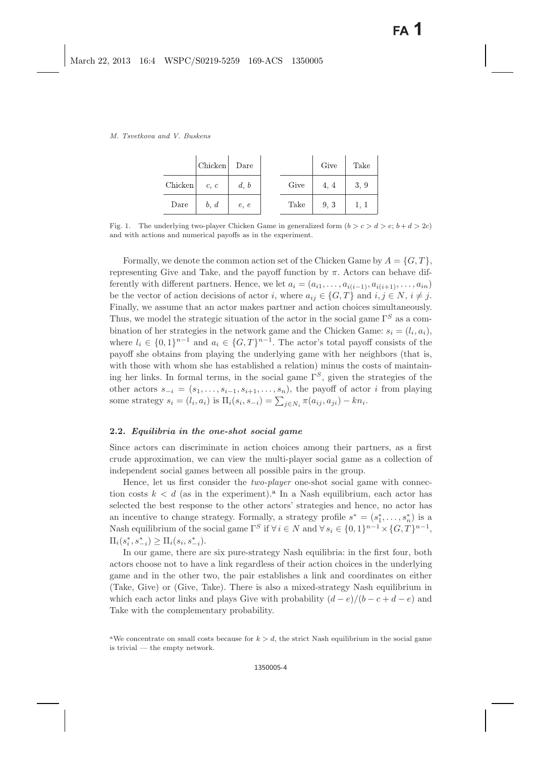|  | Chicken | Dare |
|---|---|---|
| Chicken | $c$, $c$ | $d$, $b$ |
| Dare | $b$, $d$ | $e$, $e$ |

|  | Give | Take |
|---|---|---|
| Give | 4, 4 | 3, 9 |
| Take | 9, 3 | 1, 1 |

Fig. 1. The underlying two-player Chicken Game in generalized form ($b > c > d > e$; $b + d > 2c$) and with actions and numerical payoffs as in the experiment.

Formally, we denote the common action set of the Chicken Game by $A = \{G, T\}$, representing Give and Take, and the payoff function by $\pi$. Actors can behave differently with different partners. Hence, we let $a_i = (a_{i1}, \ldots, a_{i(i-1)}, a_{i(i+1)}, \ldots, a_{in})$ be the vector of action decisions of actor $i$, where $a_{ij} \in \{G, T\}$ and $i, j \in N$, $i \neq j$. Finally, we assume that an actor makes partner and action choices simultaneously. Thus, we model the strategic situation of the actor in the social game $\Gamma^S$ as a combination of her strategies in the network game and the Chicken Game: $s_i = (l_i, a_i)$, where $l_i \in \{0, 1\}^{n-1}$ and $a_i \in \{G, T\}^{n-1}$. The actor's total payoff consists of the payoff she obtains from playing the underlying game with her neighbors (that is, with those with whom she has established a relation) minus the costs of maintaining her links. In formal terms, in the social game $\Gamma^S$, given the strategies of the other actors $s_{-i} = (s_1, \ldots, s_{i-1}, s_{i+1}, \ldots, s_n)$, the payoff of actor $i$ from playing some strategy $s_i = (l_i, a_i)$ is $\Pi_i(s_i, s_{-i}) = \sum_{j \in N_i} \pi(a_{ij}, a_{ji}) - kn_i$.

### 2.2. *Equilibria in the one-shot social game*

Since actors can discriminate in action choices among their partners, as a first crude approximation, we can view the multi-player social game as a collection of independent social games between all possible pairs in the group.

Hence, let us first consider the *two-player* one-shot social game with connection costs $k < d$ (as in the experiment).[a] In a Nash equilibrium, each actor has selected the best response to the other actors' strategies and hence, no actor has an incentive to change strategy. Formally, a strategy profile $s^* = (s_1^*, \ldots, s_n^*)$ is a Nash equilibrium of the social game $\Gamma^S$ if $\forall\, i \in N$ and $\forall\, s_i \in \{0, 1\}^{n-1} \times \{G, T\}^{n-1}$, $\Pi_i(s_i^*, s_{-i}^*) \geq \Pi_i(s_i, s_{-i}^*)$.

In our game, there are six pure-strategy Nash equilibria: in the first four, both actors choose not to have a link regardless of their action choices in the underlying game and in the other two, the pair establishes a link and coordinates on either (Take, Give) or (Give, Take). There is also a mixed-strategy Nash equilibrium in which each actor links and plays Give with probability $(d - e)/(b - c + d - e)$ and Take with the complementary probability.

[a]We concentrate on small costs because for $k > d$, the strict Nash equilibrium in the social game is trivial — the empty network.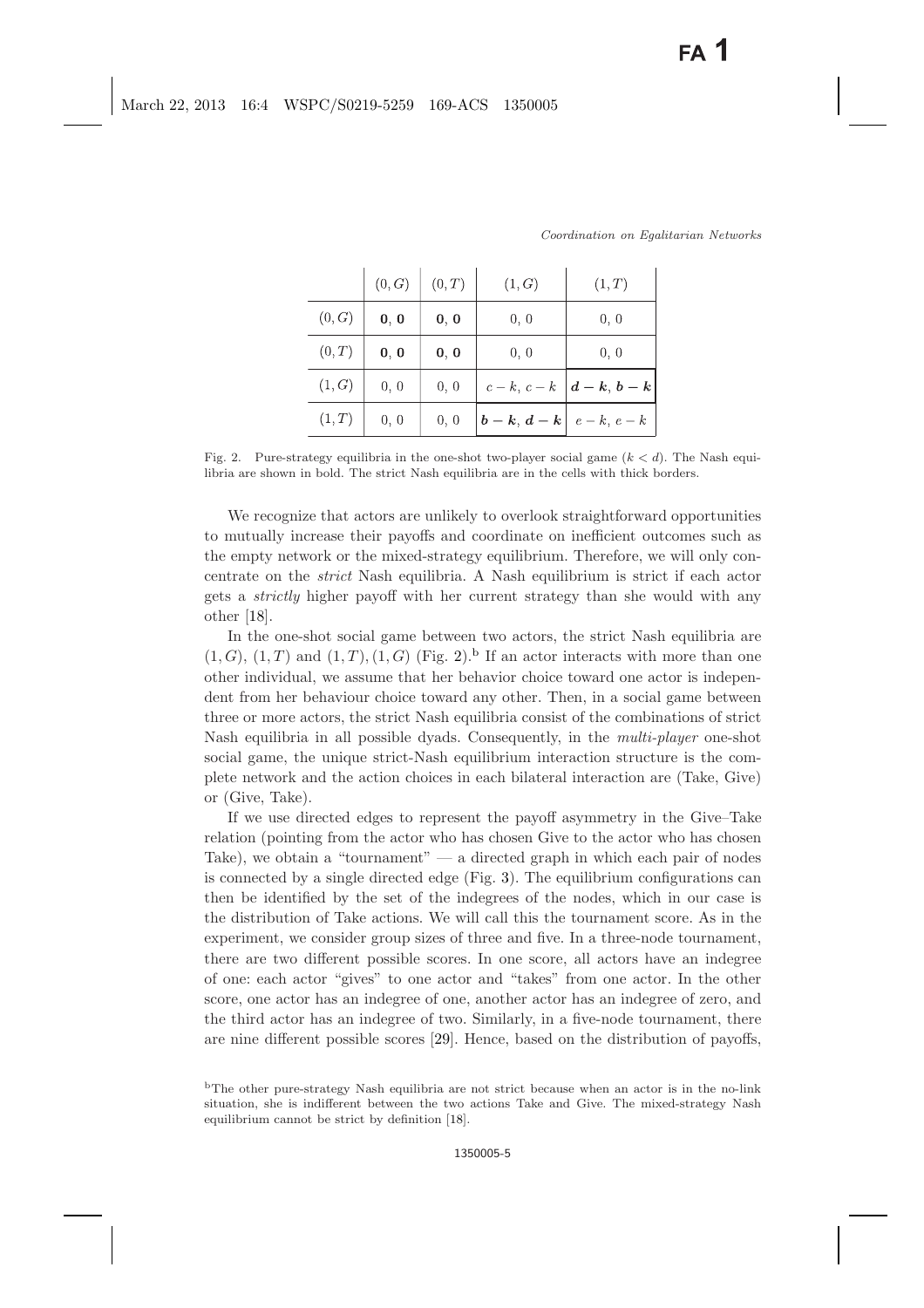| | $(0, G)$ | $(0, T)$ | $(1, G)$ | $(1, T)$ |
|---|---|---|---|---|
| $(0, G)$ | **0, 0** | **0, 0** | 0, 0 | 0, 0 |
| $(0, T)$ | **0, 0** | **0, 0** | 0, 0 | 0, 0 |
| $(1, G)$ | 0, 0 | 0, 0 | $c - k$, $c - k$ | $\boldsymbol{d - k}$, $\boldsymbol{b - k}$ |
| $(1, T)$ | 0, 0 | 0, 0 | $\boldsymbol{b - k}$, $\boldsymbol{d - k}$ | $e - k$, $e - k$ |

Fig. 2. Pure-strategy equilibria in the one-shot two-player social game ($k < d$). The Nash equilibria are shown in bold. The strict Nash equilibria are in the cells with thick borders.

We recognize that actors are unlikely to overlook straightforward opportunities to mutually increase their payoffs and coordinate on inefficient outcomes such as the empty network or the mixed-strategy equilibrium. Therefore, we will only concentrate on the *strict* Nash equilibria. A Nash equilibrium is strict if each actor gets a *strictly* higher payoff with her current strategy than she would with any other [18].

In the one-shot social game between two actors, the strict Nash equilibria are $(1, G)$, $(1, T)$ and $(1, T)$, $(1, G)$ (Fig. 2).[b] If an actor interacts with more than one other individual, we assume that her behavior choice toward one actor is independent from her behaviour choice toward any other. Then, in a social game between three or more actors, the strict Nash equilibria consist of the combinations of strict Nash equilibria in all possible dyads. Consequently, in the *multi-player* one-shot social game, the unique strict-Nash equilibrium interaction structure is the complete network and the action choices in each bilateral interaction are (Take, Give) or (Give, Take).

If we use directed edges to represent the payoff asymmetry in the Give–Take relation (pointing from the actor who has chosen Give to the actor who has chosen Take), we obtain a "tournament" — a directed graph in which each pair of nodes is connected by a single directed edge (Fig. 3). The equilibrium configurations can then be identified by the set of the indegrees of the nodes, which in our case is the distribution of Take actions. We will call this the tournament score. As in the experiment, we consider group sizes of three and five. In a three-node tournament, there are two different possible scores. In one score, all actors have an indegree of one: each actor "gives" to one actor and "takes" from one actor. In the other score, one actor has an indegree of one, another actor has an indegree of zero, and the third actor has an indegree of two. Similarly, in a five-node tournament, there are nine different possible scores [29]. Hence, based on the distribution of payoffs,

[b]The other pure-strategy Nash equilibria are not strict because when an actor is in the no-link situation, she is indifferent between the two actions Take and Give. The mixed-strategy Nash equilibrium cannot be strict by definition [18].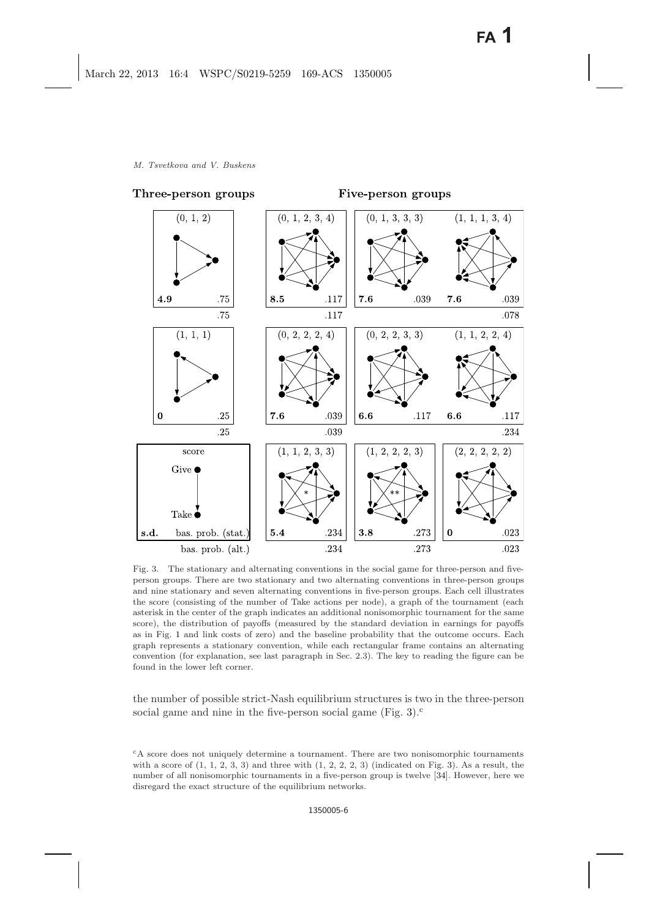**Three-person groups** **Five-person groups**

| (0, 1, 2) | | (0, 1, 2, 3, 4) | (0, 1, 3, 3, 3) | (1, 1, 1, 3, 4) |
|---|---|---|---|---|
| **4.9** .75 | | **8.5** .117 | **7.6** .039 | **7.6** .039 |
| .75 | | .117 | | .078 |
| (1, 1, 1) | | (0, 2, 2, 2, 4) | (0, 2, 2, 3, 3) | (1, 1, 2, 2, 4) |
| **0** .25 | | **7.6** .039 | **6.6** .117 | **6.6** .117 |
| .25 | | .039 | | .234 |
| score / Give → Take | | (1, 1, 2, 3, 3) * | (1, 2, 2, 2, 3) ** | (2, 2, 2, 2, 2) |
| **s.d.** bas. prob. (stat.) | | **5.4** .234 | **3.8** .273 | **0** .023 |
| bas. prob. (alt.) | | .234 | .273 | .023 |

Fig. 3. The stationary and alternating conventions in the social game for three-person and five-person groups. There are two stationary and two alternating conventions in three-person groups and nine stationary and seven alternating conventions in five-person groups. Each cell illustrates the score (consisting of the number of Take actions per node), a graph of the tournament (each asterisk in the center of the graph indicates an additional nonisomorphic tournament for the same score), the distribution of payoffs (measured by the standard deviation in earnings for payoffs as in Fig. 1 and link costs of zero) and the baseline probability that the outcome occurs. Each graph represents a stationary convention, while each rectangular frame contains an alternating convention (for explanation, see last paragraph in Sec. 2.3). The key to reading the figure can be found in the lower left corner.

the number of possible strict-Nash equilibrium structures is two in the three-person social game and nine in the five-person social game (Fig. 3).[c]

[c]A score does not uniquely determine a tournament. There are two nonisomorphic tournaments with a score of (1, 1, 2, 3, 3) and three with (1, 2, 2, 2, 3) (indicated on Fig. 3). As a result, the number of all nonisomorphic tournaments in a five-person group is twelve [34]. However, here we disregard the exact structure of the equilibrium networks.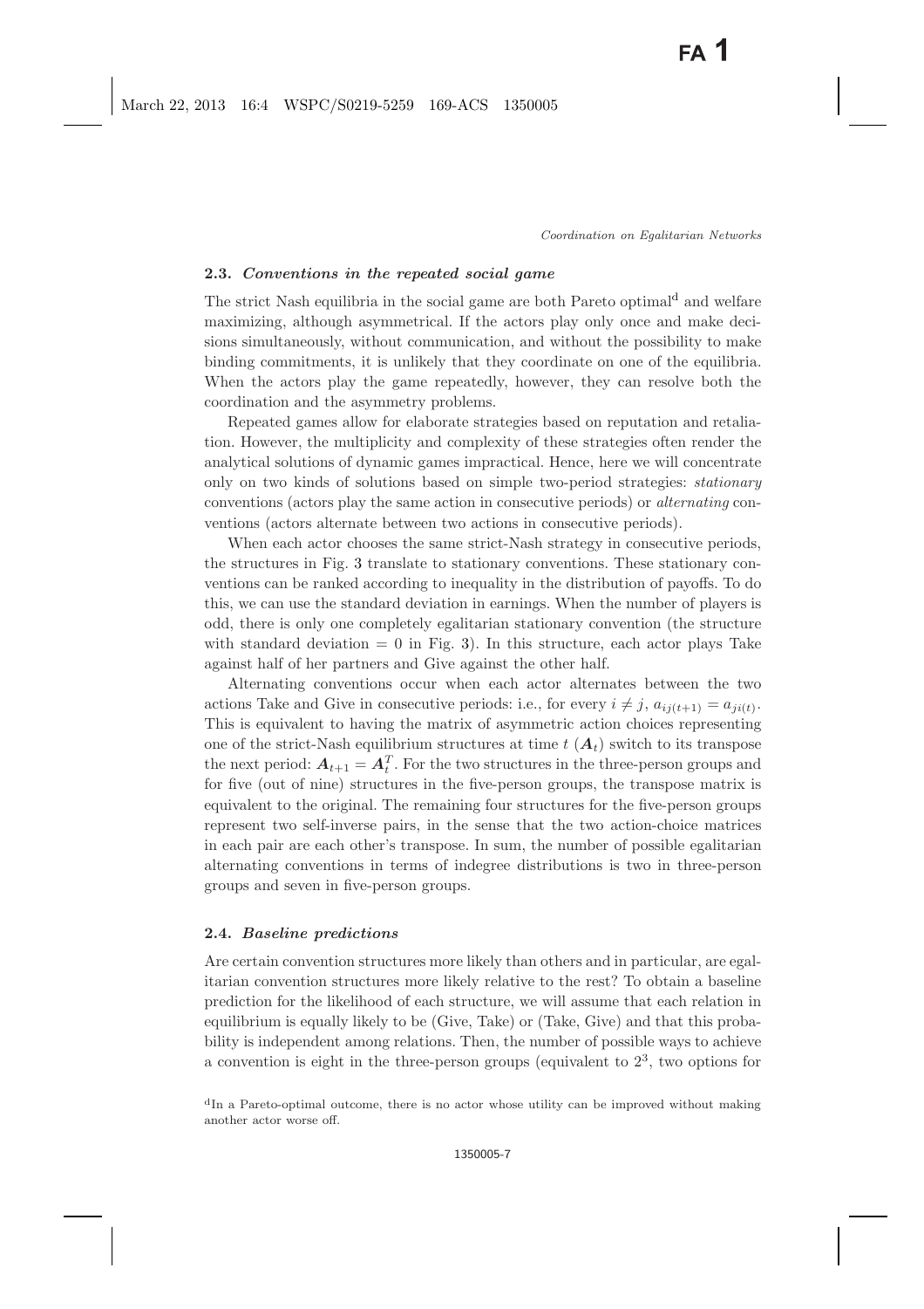### 2.3. *Conventions in the repeated social game*

The strict Nash equilibria in the social game are both Pareto optimal[d] and welfare maximizing, although asymmetrical. If the actors play only once and make decisions simultaneously, without communication, and without the possibility to make binding commitments, it is unlikely that they coordinate on one of the equilibria. When the actors play the game repeatedly, however, they can resolve both the coordination and the asymmetry problems.

Repeated games allow for elaborate strategies based on reputation and retaliation. However, the multiplicity and complexity of these strategies often render the analytical solutions of dynamic games impractical. Hence, here we will concentrate only on two kinds of solutions based on simple two-period strategies: *stationary* conventions (actors play the same action in consecutive periods) or *alternating* conventions (actors alternate between two actions in consecutive periods).

When each actor chooses the same strict-Nash strategy in consecutive periods, the structures in Fig. 3 translate to stationary conventions. These stationary conventions can be ranked according to inequality in the distribution of payoffs. To do this, we can use the standard deviation in earnings. When the number of players is odd, there is only one completely egalitarian stationary convention (the structure with standard deviation = 0 in Fig. 3). In this structure, each actor plays Take against half of her partners and Give against the other half.

Alternating conventions occur when each actor alternates between the two actions Take and Give in consecutive periods: i.e., for every $i \neq j$, $a_{ij(t+1)} = a_{ji(t)}$. This is equivalent to having the matrix of asymmetric action choices representing one of the strict-Nash equilibrium structures at time $t$ ($\boldsymbol{A}_t$) switch to its transpose the next period: $\boldsymbol{A}_{t+1} = \boldsymbol{A}_t^T$. For the two structures in the three-person groups and for five (out of nine) structures in the five-person groups, the transpose matrix is equivalent to the original. The remaining four structures for the five-person groups represent two self-inverse pairs, in the sense that the two action-choice matrices in each pair are each other's transpose. In sum, the number of possible egalitarian alternating conventions in terms of indegree distributions is two in three-person groups and seven in five-person groups.

### 2.4. *Baseline predictions*

Are certain convention structures more likely than others and in particular, are egalitarian convention structures more likely relative to the rest? To obtain a baseline prediction for the likelihood of each structure, we will assume that each relation in equilibrium is equally likely to be (Give, Take) or (Take, Give) and that this probability is independent among relations. Then, the number of possible ways to achieve a convention is eight in the three-person groups (equivalent to $2^3$, two options for

[d] In a Pareto-optimal outcome, there is no actor whose utility can be improved without making another actor worse off.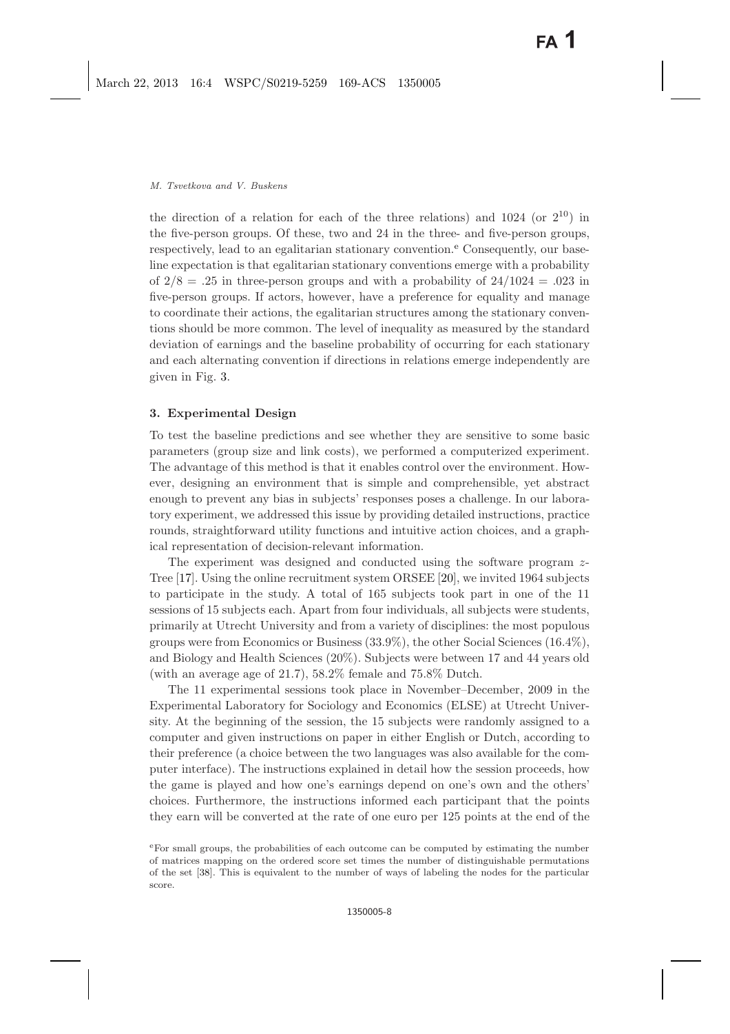the direction of a relation for each of the three relations) and 1024 (or $2^{10}$) in the five-person groups. Of these, two and 24 in the three- and five-person groups, respectively, lead to an egalitarian stationary convention.[e] Consequently, our baseline expectation is that egalitarian stationary conventions emerge with a probability of $2/8 = .25$ in three-person groups and with a probability of $24/1024 = .023$ in five-person groups. If actors, however, have a preference for equality and manage to coordinate their actions, the egalitarian structures among the stationary conventions should be more common. The level of inequality as measured by the standard deviation of earnings and the baseline probability of occurring for each stationary and each alternating convention if directions in relations emerge independently are given in Fig. 3.

## 3. Experimental Design

To test the baseline predictions and see whether they are sensitive to some basic parameters (group size and link costs), we performed a computerized experiment. The advantage of this method is that it enables control over the environment. However, designing an environment that is simple and comprehensible, yet abstract enough to prevent any bias in subjects' responses poses a challenge. In our laboratory experiment, we addressed this issue by providing detailed instructions, practice rounds, straightforward utility functions and intuitive action choices, and a graphical representation of decision-relevant information.

The experiment was designed and conducted using the software program *z-Tree* [17]. Using the online recruitment system ORSEE [20], we invited 1964 subjects to participate in the study. A total of 165 subjects took part in one of the 11 sessions of 15 subjects each. Apart from four individuals, all subjects were students, primarily at Utrecht University and from a variety of disciplines: the most populous groups were from Economics or Business (33.9%), the other Social Sciences (16.4%), and Biology and Health Sciences (20%). Subjects were between 17 and 44 years old (with an average age of 21.7), 58.2% female and 75.8% Dutch.

The 11 experimental sessions took place in November–December, 2009 in the Experimental Laboratory for Sociology and Economics (ELSE) at Utrecht University. At the beginning of the session, the 15 subjects were randomly assigned to a computer and given instructions on paper in either English or Dutch, according to their preference (a choice between the two languages was also available for the computer interface). The instructions explained in detail how the session proceeds, how the game is played and how one's earnings depend on one's own and the others' choices. Furthermore, the instructions informed each participant that the points they earn will be converted at the rate of one euro per 125 points at the end of the

[e]For small groups, the probabilities of each outcome can be computed by estimating the number of matrices mapping on the ordered score set times the number of distinguishable permutations of the set [38]. This is equivalent to the number of ways of labeling the nodes for the particular score.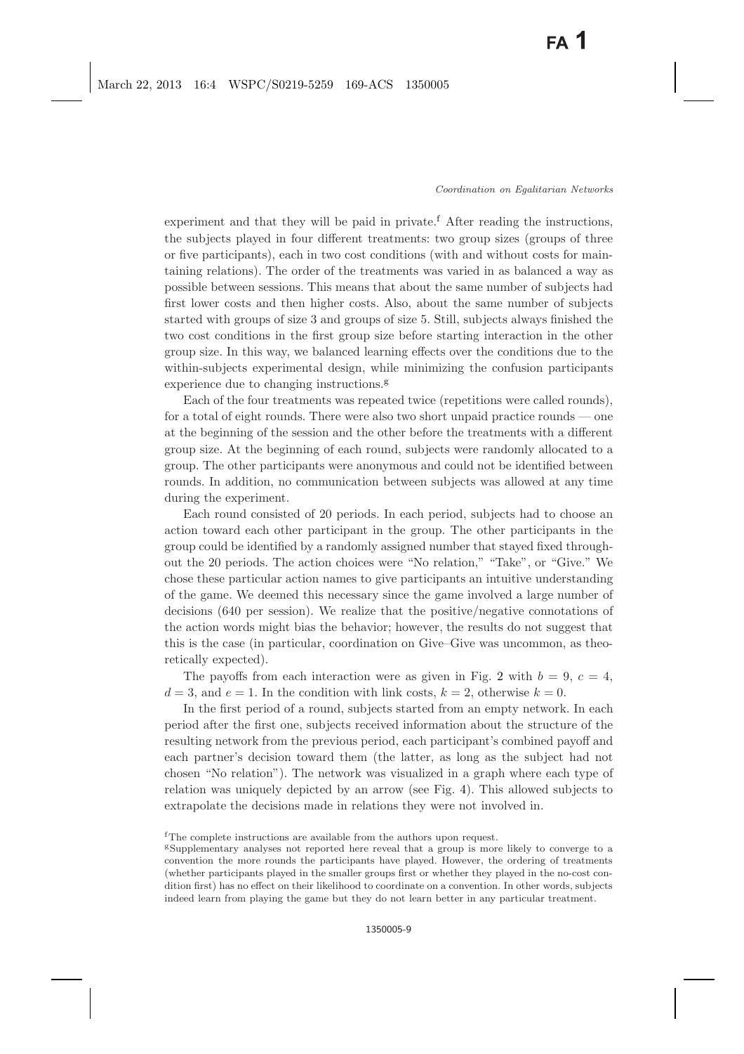experiment and that they will be paid in private.[f] After reading the instructions, the subjects played in four different treatments: two group sizes (groups of three or five participants), each in two cost conditions (with and without costs for maintaining relations). The order of the treatments was varied in as balanced a way as possible between sessions. This means that about the same number of subjects had first lower costs and then higher costs. Also, about the same number of subjects started with groups of size 3 and groups of size 5. Still, subjects always finished the two cost conditions in the first group size before starting interaction in the other group size. In this way, we balanced learning effects over the conditions due to the within-subjects experimental design, while minimizing the confusion participants experience due to changing instructions.[g]

Each of the four treatments was repeated twice (repetitions were called rounds), for a total of eight rounds. There were also two short unpaid practice rounds — one at the beginning of the session and the other before the treatments with a different group size. At the beginning of each round, subjects were randomly allocated to a group. The other participants were anonymous and could not be identified between rounds. In addition, no communication between subjects was allowed at any time during the experiment.

Each round consisted of 20 periods. In each period, subjects had to choose an action toward each other participant in the group. The other participants in the group could be identified by a randomly assigned number that stayed fixed throughout the 20 periods. The action choices were "No relation," "Take", or "Give." We chose these particular action names to give participants an intuitive understanding of the game. We deemed this necessary since the game involved a large number of decisions (640 per session). We realize that the positive/negative connotations of the action words might bias the behavior; however, the results do not suggest that this is the case (in particular, coordination on Give–Give was uncommon, as theoretically expected).

The payoffs from each interaction were as given in Fig. 2 with $b = 9$, $c = 4$, $d = 3$, and $e = 1$. In the condition with link costs, $k = 2$, otherwise $k = 0$.

In the first period of a round, subjects started from an empty network. In each period after the first one, subjects received information about the structure of the resulting network from the previous period, each participant's combined payoff and each partner's decision toward them (the latter, as long as the subject had not chosen "No relation"). The network was visualized in a graph where each type of relation was uniquely depicted by an arrow (see Fig. 4). This allowed subjects to extrapolate the decisions made in relations they were not involved in.

[f] The complete instructions are available from the authors upon request.

[g] Supplementary analyses not reported here reveal that a group is more likely to converge to a convention the more rounds the participants have played. However, the ordering of treatments (whether participants played in the smaller groups first or whether they played in the no-cost condition first) has no effect on their likelihood to coordinate on a convention. In other words, subjects indeed learn from playing the game but they do not learn better in any particular treatment.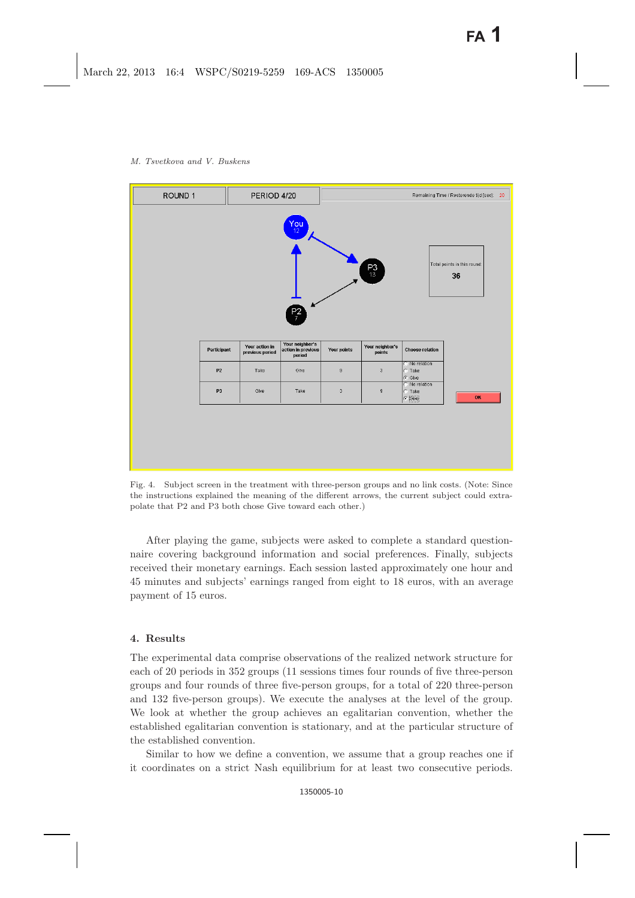Fig. 4. Subject screen in the treatment with three-person groups and no link costs. (Note: Since the instructions explained the meaning of the different arrows, the current subject could extrapolate that P2 and P3 both chose Give toward each other.)

After playing the game, subjects were asked to complete a standard questionnaire covering background information and social preferences. Finally, subjects received their monetary earnings. Each session lasted approximately one hour and 45 minutes and subjects' earnings ranged from eight to 18 euros, with an average payment of 15 euros.

## 4. Results

The experimental data comprise observations of the realized network structure for each of 20 periods in 352 groups (11 sessions times four rounds of five three-person groups and four rounds of three five-person groups, for a total of 220 three-person and 132 five-person groups). We execute the analyses at the level of the group. We look at whether the group achieves an egalitarian convention, whether the established egalitarian convention is stationary, and at the particular structure of the established convention.

Similar to how we define a convention, we assume that a group reaches one if it coordinates on a strict Nash equilibrium for at least two consecutive periods.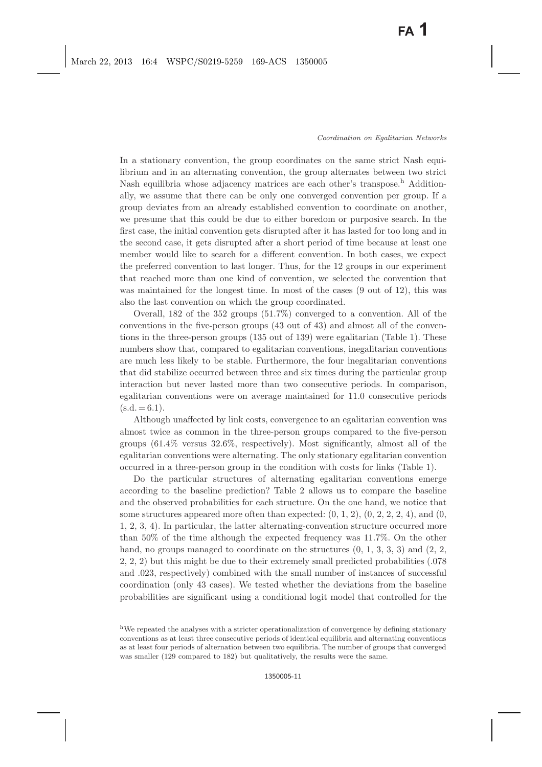In a stationary convention, the group coordinates on the same strict Nash equilibrium and in an alternating convention, the group alternates between two strict Nash equilibria whose adjacency matrices are each other's transpose.[h] Additionally, we assume that there can be only one converged convention per group. If a group deviates from an already established convention to coordinate on another, we presume that this could be due to either boredom or purposive search. In the first case, the initial convention gets disrupted after it has lasted for too long and in the second case, it gets disrupted after a short period of time because at least one member would like to search for a different convention. In both cases, we expect the preferred convention to last longer. Thus, for the 12 groups in our experiment that reached more than one kind of convention, we selected the convention that was maintained for the longest time. In most of the cases (9 out of 12), this was also the last convention on which the group coordinated.

Overall, 182 of the 352 groups (51.7%) converged to a convention. All of the conventions in the five-person groups (43 out of 43) and almost all of the conventions in the three-person groups (135 out of 139) were egalitarian (Table 1). These numbers show that, compared to egalitarian conventions, inegalitarian conventions are much less likely to be stable. Furthermore, the four inegalitarian conventions that did stabilize occurred between three and six times during the particular group interaction but never lasted more than two consecutive periods. In comparison, egalitarian conventions were on average maintained for 11.0 consecutive periods (s.d. = 6.1).

Although unaffected by link costs, convergence to an egalitarian convention was almost twice as common in the three-person groups compared to the five-person groups (61.4% versus 32.6%, respectively). Most significantly, almost all of the egalitarian conventions were alternating. The only stationary egalitarian convention occurred in a three-person group in the condition with costs for links (Table 1).

Do the particular structures of alternating egalitarian conventions emerge according to the baseline prediction? Table 2 allows us to compare the baseline and the observed probabilities for each structure. On the one hand, we notice that some structures appeared more often than expected: (0, 1, 2), (0, 2, 2, 2, 4), and (0, 1, 2, 3, 4). In particular, the latter alternating-convention structure occurred more than 50% of the time although the expected frequency was 11.7%. On the other hand, no groups managed to coordinate on the structures (0, 1, 3, 3, 3) and (2, 2, 2, 2, 2) but this might be due to their extremely small predicted probabilities (.078 and .023, respectively) combined with the small number of instances of successful coordination (only 43 cases). We tested whether the deviations from the baseline probabilities are significant using a conditional logit model that controlled for the

[h]We repeated the analyses with a stricter operationalization of convergence by defining stationary conventions as at least three consecutive periods of identical equilibria and alternating conventions as at least four periods of alternation between two equilibria. The number of groups that converged was smaller (129 compared to 182) but qualitatively, the results were the same.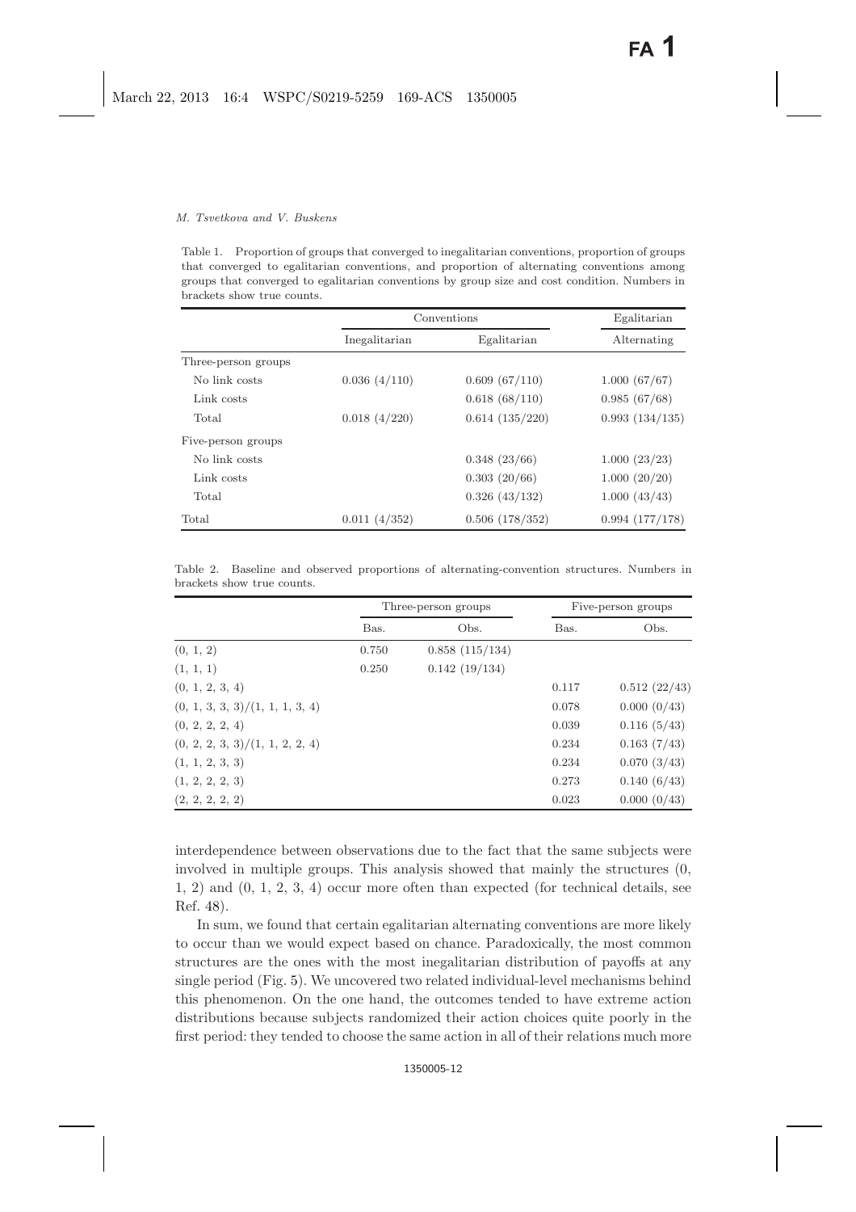Table 1. Proportion of groups that converged to inegalitarian conventions, proportion of groups that converged to egalitarian conventions, and proportion of alternating conventions among groups that converged to egalitarian conventions by group size and cost condition. Numbers in brackets show true counts.

| | Conventions | | Egalitarian |
|---|---|---|---|
| | Inegalitarian | Egalitarian | Alternating |
| Three-person groups | | | |
| No link costs | 0.036 (4/110) | 0.609 (67/110) | 1.000 (67/67) |
| Link costs | | 0.618 (68/110) | 0.985 (67/68) |
| Total | 0.018 (4/220) | 0.614 (135/220) | 0.993 (134/135) |
| Five-person groups | | | |
| No link costs | | 0.348 (23/66) | 1.000 (23/23) |
| Link costs | | 0.303 (20/66) | 1.000 (20/20) |
| Total | | 0.326 (43/132) | 1.000 (43/43) |
| Total | 0.011 (4/352) | 0.506 (178/352) | 0.994 (177/178) |

Table 2. Baseline and observed proportions of alternating-convention structures. Numbers in brackets show true counts.

| | Three-person groups | | Five-person groups | |
|---|---|---|---|---|
| | Bas. | Obs. | Bas. | Obs. |
| (0, 1, 2) | 0.750 | 0.858 (115/134) | | |
| (1, 1, 1) | 0.250 | 0.142 (19/134) | | |
| (0, 1, 2, 3, 4) | | | 0.117 | 0.512 (22/43) |
| (0, 1, 3, 3, 3)/(1, 1, 1, 3, 4) | | | 0.078 | 0.000 (0/43) |
| (0, 2, 2, 2, 4) | | | 0.039 | 0.116 (5/43) |
| (0, 2, 2, 3, 3)/(1, 1, 2, 2, 4) | | | 0.234 | 0.163 (7/43) |
| (1, 1, 2, 3, 3) | | | 0.234 | 0.070 (3/43) |
| (1, 2, 2, 2, 3) | | | 0.273 | 0.140 (6/43) |
| (2, 2, 2, 2, 2) | | | 0.023 | 0.000 (0/43) |

interdependence between observations due to the fact that the same subjects were involved in multiple groups. This analysis showed that mainly the structures (0, 1, 2) and (0, 1, 2, 3, 4) occur more often than expected (for technical details, see Ref. 48).

In sum, we found that certain egalitarian alternating conventions are more likely to occur than we would expect based on chance. Paradoxically, the most common structures are the ones with the most inegalitarian distribution of payoffs at any single period (Fig. 5). We uncovered two related individual-level mechanisms behind this phenomenon. On the one hand, the outcomes tended to have extreme action distributions because subjects randomized their action choices quite poorly in the first period: they tended to choose the same action in all of their relations much more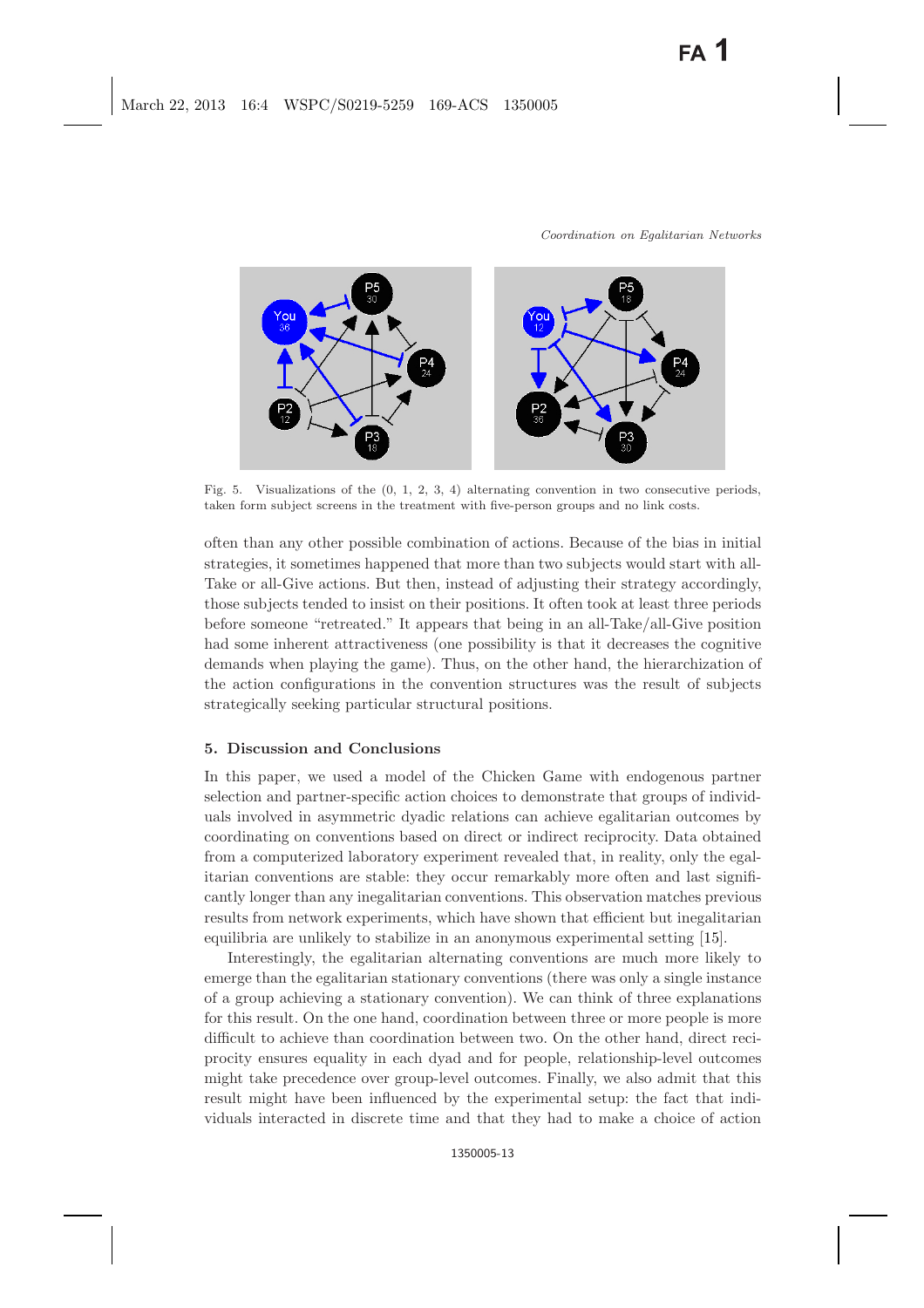Fig. 5. Visualizations of the (0, 1, 2, 3, 4) alternating convention in two consecutive periods, taken form subject screens in the treatment with five-person groups and no link costs.

often than any other possible combination of actions. Because of the bias in initial strategies, it sometimes happened that more than two subjects would start with all-Take or all-Give actions. But then, instead of adjusting their strategy accordingly, those subjects tended to insist on their positions. It often took at least three periods before someone "retreated." It appears that being in an all-Take/all-Give position had some inherent attractiveness (one possibility is that it decreases the cognitive demands when playing the game). Thus, on the other hand, the hierarchization of the action configurations in the convention structures was the result of subjects strategically seeking particular structural positions.

## 5. Discussion and Conclusions

In this paper, we used a model of the Chicken Game with endogenous partner selection and partner-specific action choices to demonstrate that groups of individuals involved in asymmetric dyadic relations can achieve egalitarian outcomes by coordinating on conventions based on direct or indirect reciprocity. Data obtained from a computerized laboratory experiment revealed that, in reality, only the egalitarian conventions are stable: they occur remarkably more often and last significantly longer than any inegalitarian conventions. This observation matches previous results from network experiments, which have shown that efficient but inegalitarian equilibria are unlikely to stabilize in an anonymous experimental setting [15].

Interestingly, the egalitarian alternating conventions are much more likely to emerge than the egalitarian stationary conventions (there was only a single instance of a group achieving a stationary convention). We can think of three explanations for this result. On the one hand, coordination between three or more people is more difficult to achieve than coordination between two. On the other hand, direct reciprocity ensures equality in each dyad and for people, relationship-level outcomes might take precedence over group-level outcomes. Finally, we also admit that this result might have been influenced by the experimental setup: the fact that individuals interacted in discrete time and that they had to make a choice of action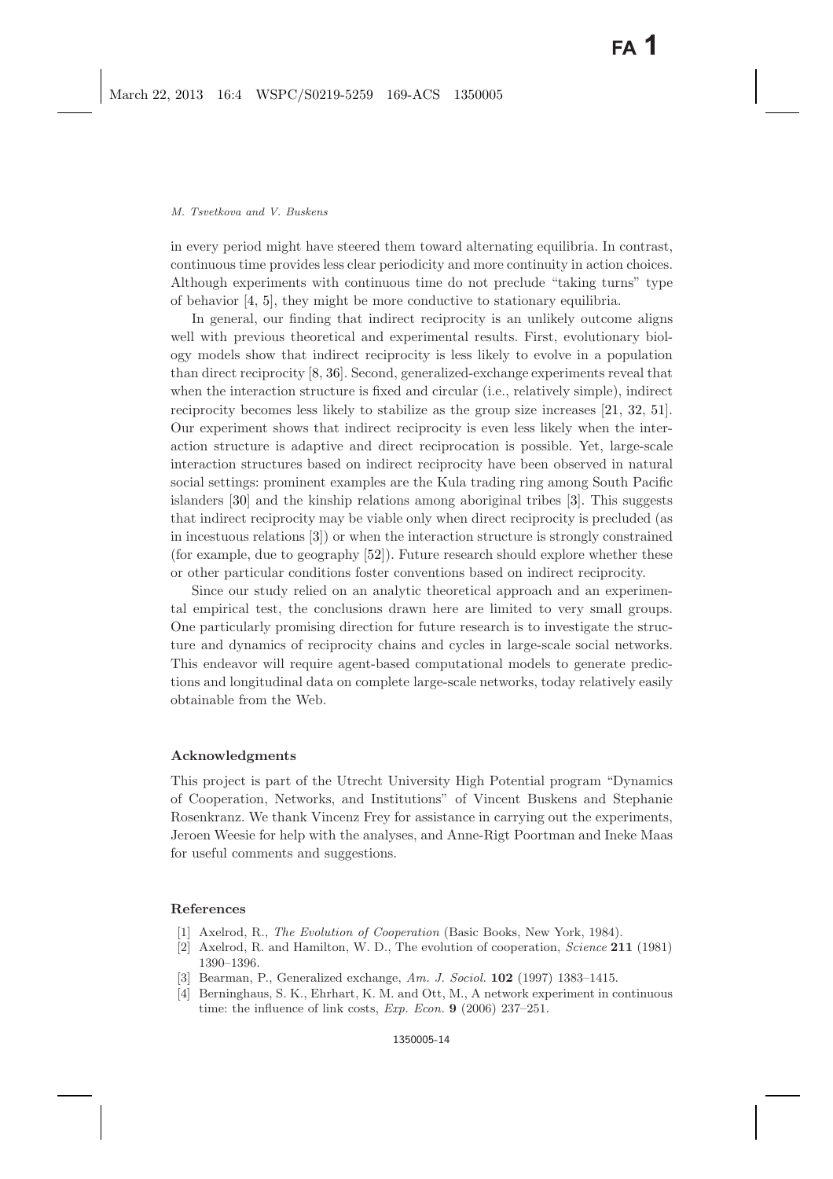in every period might have steered them toward alternating equilibria. In contrast, continuous time provides less clear periodicity and more continuity in action choices. Although experiments with continuous time do not preclude "taking turns" type of behavior [4, 5], they might be more conductive to stationary equilibria.

In general, our finding that indirect reciprocity is an unlikely outcome aligns well with previous theoretical and experimental results. First, evolutionary biology models show that indirect reciprocity is less likely to evolve in a population than direct reciprocity [8, 36]. Second, generalized-exchange experiments reveal that when the interaction structure is fixed and circular (i.e., relatively simple), indirect reciprocity becomes less likely to stabilize as the group size increases [21, 32, 51]. Our experiment shows that indirect reciprocity is even less likely when the interaction structure is adaptive and direct reciprocation is possible. Yet, large-scale interaction structures based on indirect reciprocity have been observed in natural social settings: prominent examples are the Kula trading ring among South Pacific islanders [30] and the kinship relations among aboriginal tribes [3]. This suggests that indirect reciprocity may be viable only when direct reciprocity is precluded (as in incestuous relations [3]) or when the interaction structure is strongly constrained (for example, due to geography [52]). Future research should explore whether these or other particular conditions foster conventions based on indirect reciprocity.

Since our study relied on an analytic theoretical approach and an experimental empirical test, the conclusions drawn here are limited to very small groups. One particularly promising direction for future research is to investigate the structure and dynamics of reciprocity chains and cycles in large-scale social networks. This endeavor will require agent-based computational models to generate predictions and longitudinal data on complete large-scale networks, today relatively easily obtainable from the Web.

## Acknowledgments

This project is part of the Utrecht University High Potential program "Dynamics of Cooperation, Networks, and Institutions" of Vincent Buskens and Stephanie Rosenkranz. We thank Vincenz Frey for assistance in carrying out the experiments, Jeroen Weesie for help with the analyses, and Anne-Rigt Poortman and Ineke Maas for useful comments and suggestions.

## References

[1] Axelrod, R., *The Evolution of Cooperation* (Basic Books, New York, 1984).

[2] Axelrod, R. and Hamilton, W. D., The evolution of cooperation, *Science* **211** (1981) 1390–1396.

[3] Bearman, P., Generalized exchange, *Am. J. Sociol.* **102** (1997) 1383–1415.

[4] Berninghaus, S. K., Ehrhart, K. M. and Ott, M., A network experiment in continuous time: the influence of link costs, *Exp. Econ.* **9** (2006) 237–251.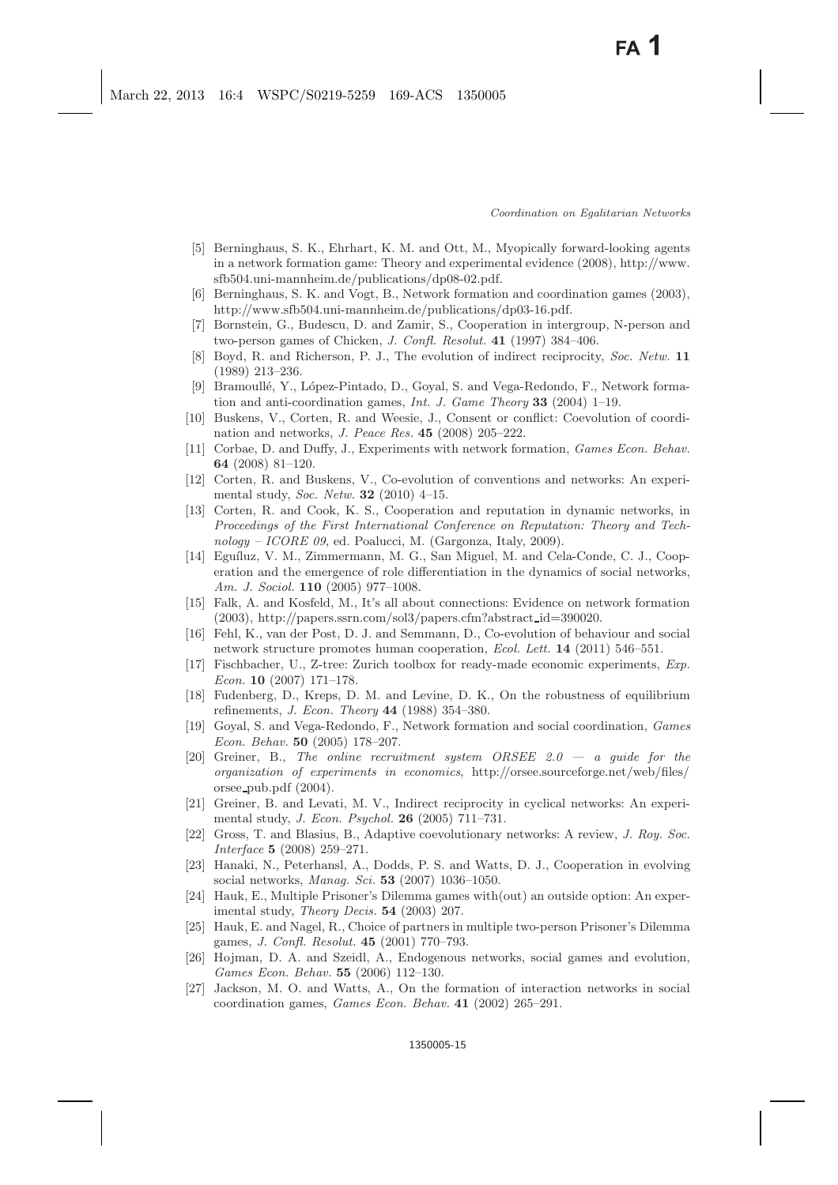[5] Berninghaus, S. K., Ehrhart, K. M. and Ott, M., Myopically forward-looking agents in a network formation game: Theory and experimental evidence (2008), http://www.sfb504.uni-mannheim.de/publications/dp08-02.pdf.

[6] Berninghaus, S. K. and Vogt, B., Network formation and coordination games (2003), http://www.sfb504.uni-mannheim.de/publications/dp03-16.pdf.

[7] Bornstein, G., Budescu, D. and Zamir, S., Cooperation in intergroup, N-person and two-person games of Chicken, *J. Confl. Resolut.* **41** (1997) 384–406.

[8] Boyd, R. and Richerson, P. J., The evolution of indirect reciprocity, *Soc. Netw.* **11** (1989) 213–236.

[9] Bramoullé, Y., López-Pintado, D., Goyal, S. and Vega-Redondo, F., Network formation and anti-coordination games, *Int. J. Game Theory* **33** (2004) 1–19.

[10] Buskens, V., Corten, R. and Weesie, J., Consent or conflict: Coevolution of coordination and networks, *J. Peace Res.* **45** (2008) 205–222.

[11] Corbae, D. and Duffy, J., Experiments with network formation, *Games Econ. Behav.* **64** (2008) 81–120.

[12] Corten, R. and Buskens, V., Co-evolution of conventions and networks: An experimental study, *Soc. Netw.* **32** (2010) 4–15.

[13] Corten, R. and Cook, K. S., Cooperation and reputation in dynamic networks, in *Proceedings of the First International Conference on Reputation: Theory and Technology – ICORE 09*, ed. Poalucci, M. (Gargonza, Italy, 2009).

[14] Eguíluz, V. M., Zimmermann, M. G., San Miguel, M. and Cela-Conde, C. J., Cooperation and the emergence of role differentiation in the dynamics of social networks, *Am. J. Sociol.* **110** (2005) 977–1008.

[15] Falk, A. and Kosfeld, M., It's all about connections: Evidence on network formation (2003), http://papers.ssrn.com/sol3/papers.cfm?abstract_id=390020.

[16] Fehl, K., van der Post, D. J. and Semmann, D., Co-evolution of behaviour and social network structure promotes human cooperation, *Ecol. Lett.* **14** (2011) 546–551.

[17] Fischbacher, U., Z-tree: Zurich toolbox for ready-made economic experiments, *Exp. Econ.* **10** (2007) 171–178.

[18] Fudenberg, D., Kreps, D. M. and Levine, D. K., On the robustness of equilibrium refinements, *J. Econ. Theory* **44** (1988) 354–380.

[19] Goyal, S. and Vega-Redondo, F., Network formation and social coordination, *Games Econ. Behav.* **50** (2005) 178–207.

[20] Greiner, B., *The online recruitment system ORSEE 2.0 — a guide for the organization of experiments in economics*, http://orsee.sourceforge.net/web/files/orsee_pub.pdf (2004).

[21] Greiner, B. and Levati, M. V., Indirect reciprocity in cyclical networks: An experimental study, *J. Econ. Psychol.* **26** (2005) 711–731.

[22] Gross, T. and Blasius, B., Adaptive coevolutionary networks: A review, *J. Roy. Soc. Interface* **5** (2008) 259–271.

[23] Hanaki, N., Peterhansl, A., Dodds, P. S. and Watts, D. J., Cooperation in evolving social networks, *Manag. Sci.* **53** (2007) 1036–1050.

[24] Hauk, E., Multiple Prisoner's Dilemma games with(out) an outside option: An experimental study, *Theory Decis.* **54** (2003) 207.

[25] Hauk, E. and Nagel, R., Choice of partners in multiple two-person Prisoner's Dilemma games, *J. Confl. Resolut.* **45** (2001) 770–793.

[26] Hojman, D. A. and Szeidl, A., Endogenous networks, social games and evolution, *Games Econ. Behav.* **55** (2006) 112–130.

[27] Jackson, M. O. and Watts, A., On the formation of interaction networks in social coordination games, *Games Econ. Behav.* **41** (2002) 265–291.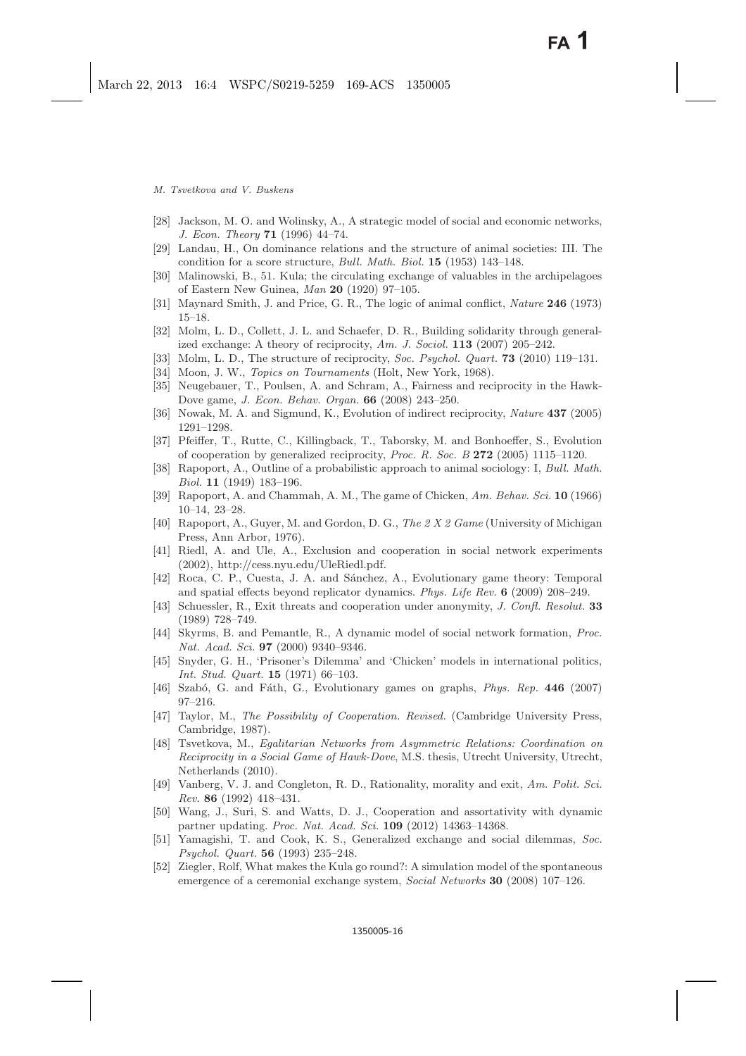[28] Jackson, M. O. and Wolinsky, A., A strategic model of social and economic networks, *J. Econ. Theory* **71** (1996) 44–74.

[29] Landau, H., On dominance relations and the structure of animal societies: III. The condition for a score structure, *Bull. Math. Biol.* **15** (1953) 143–148.

[30] Malinowski, B., 51. Kula; the circulating exchange of valuables in the archipelagoes of Eastern New Guinea, *Man* **20** (1920) 97–105.

[31] Maynard Smith, J. and Price, G. R., The logic of animal conflict, *Nature* **246** (1973) 15–18.

[32] Molm, L. D., Collett, J. L. and Schaefer, D. R., Building solidarity through generalized exchange: A theory of reciprocity, *Am. J. Sociol.* **113** (2007) 205–242.

[33] Molm, L. D., The structure of reciprocity, *Soc. Psychol. Quart.* **73** (2010) 119–131.

[34] Moon, J. W., *Topics on Tournaments* (Holt, New York, 1968).

[35] Neugebauer, T., Poulsen, A. and Schram, A., Fairness and reciprocity in the Hawk-Dove game, *J. Econ. Behav. Organ.* **66** (2008) 243–250.

[36] Nowak, M. A. and Sigmund, K., Evolution of indirect reciprocity, *Nature* **437** (2005) 1291–1298.

[37] Pfeiffer, T., Rutte, C., Killingback, T., Taborsky, M. and Bonhoeffer, S., Evolution of cooperation by generalized reciprocity, *Proc. R. Soc. B* **272** (2005) 1115–1120.

[38] Rapoport, A., Outline of a probabilistic approach to animal sociology: I, *Bull. Math. Biol.* **11** (1949) 183–196.

[39] Rapoport, A. and Chammah, A. M., The game of Chicken, *Am. Behav. Sci.* **10** (1966) 10–14, 23–28.

[40] Rapoport, A., Guyer, M. and Gordon, D. G., *The 2 X 2 Game* (University of Michigan Press, Ann Arbor, 1976).

[41] Riedl, A. and Ule, A., Exclusion and cooperation in social network experiments (2002), http://cess.nyu.edu/UleRiedl.pdf.

[42] Roca, C. P., Cuesta, J. A. and Sánchez, A., Evolutionary game theory: Temporal and spatial effects beyond replicator dynamics. *Phys. Life Rev.* **6** (2009) 208–249.

[43] Schuessler, R., Exit threats and cooperation under anonymity, *J. Confl. Resolut.* **33** (1989) 728–749.

[44] Skyrms, B. and Pemantle, R., A dynamic model of social network formation, *Proc. Nat. Acad. Sci.* **97** (2000) 9340–9346.

[45] Snyder, G. H., 'Prisoner's Dilemma' and 'Chicken' models in international politics, *Int. Stud. Quart.* **15** (1971) 66–103.

[46] Szabó, G. and Fáth, G., Evolutionary games on graphs, *Phys. Rep.* **446** (2007) 97–216.

[47] Taylor, M., *The Possibility of Cooperation. Revised.* (Cambridge University Press, Cambridge, 1987).

[48] Tsvetkova, M., *Egalitarian Networks from Asymmetric Relations: Coordination on Reciprocity in a Social Game of Hawk-Dove*, M.S. thesis, Utrecht University, Utrecht, Netherlands (2010).

[49] Vanberg, V. J. and Congleton, R. D., Rationality, morality and exit, *Am. Polit. Sci. Rev.* **86** (1992) 418–431.

[50] Wang, J., Suri, S. and Watts, D. J., Cooperation and assortativity with dynamic partner updating. *Proc. Nat. Acad. Sci.* **109** (2012) 14363–14368.

[51] Yamagishi, T. and Cook, K. S., Generalized exchange and social dilemmas, *Soc. Psychol. Quart.* **56** (1993) 235–248.

[52] Ziegler, Rolf, What makes the Kula go round?: A simulation model of the spontaneous emergence of a ceremonial exchange system, *Social Networks* **30** (2008) 107–126.